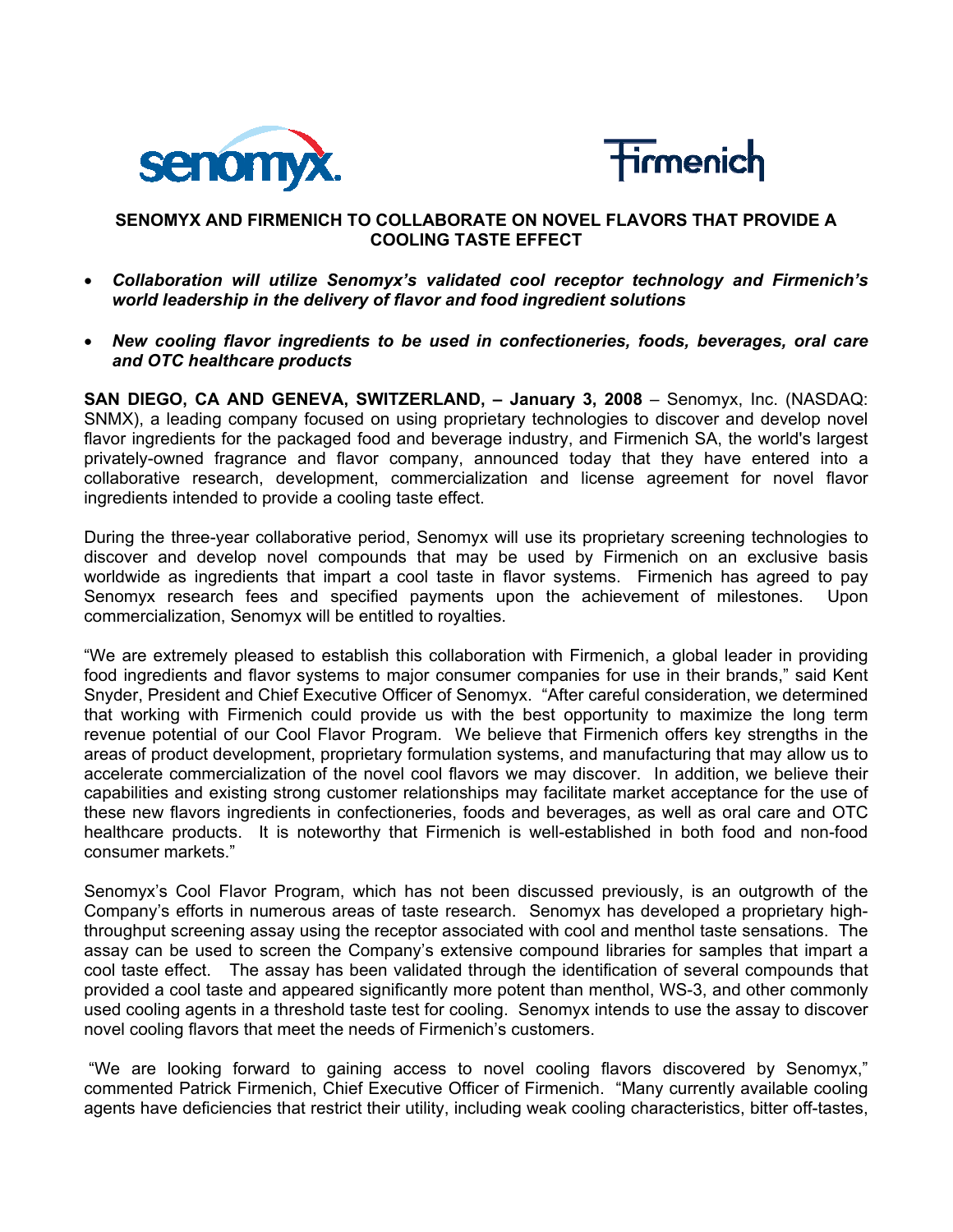senomyx. Firmenich

**SENOMYX AND FIRMENICH TO COLLABORATE ON NOVEL FLAVORS THAT PROVIDE A COOLING TASTE EFFECT**

- ***Collaboration will utilize Senomyx's validated cool receptor technology and Firmenich's world leadership in the delivery of flavor and food ingredient solutions***
- ***New cooling flavor ingredients to be used in confectioneries, foods, beverages, oral care and OTC healthcare products***

**SAN DIEGO, CA AND GENEVA, SWITZERLAND, – January 3, 2008** – Senomyx, Inc. (NASDAQ: SNMX), a leading company focused on using proprietary technologies to discover and develop novel flavor ingredients for the packaged food and beverage industry, and Firmenich SA, the world's largest privately-owned fragrance and flavor company, announced today that they have entered into a collaborative research, development, commercialization and license agreement for novel flavor ingredients intended to provide a cooling taste effect.

During the three-year collaborative period, Senomyx will use its proprietary screening technologies to discover and develop novel compounds that may be used by Firmenich on an exclusive basis worldwide as ingredients that impart a cool taste in flavor systems. Firmenich has agreed to pay Senomyx research fees and specified payments upon the achievement of milestones. Upon commercialization, Senomyx will be entitled to royalties.

"We are extremely pleased to establish this collaboration with Firmenich, a global leader in providing food ingredients and flavor systems to major consumer companies for use in their brands," said Kent Snyder, President and Chief Executive Officer of Senomyx. "After careful consideration, we determined that working with Firmenich could provide us with the best opportunity to maximize the long term revenue potential of our Cool Flavor Program. We believe that Firmenich offers key strengths in the areas of product development, proprietary formulation systems, and manufacturing that may allow us to accelerate commercialization of the novel cool flavors we may discover. In addition, we believe their capabilities and existing strong customer relationships may facilitate market acceptance for the use of these new flavors ingredients in confectioneries, foods and beverages, as well as oral care and OTC healthcare products. It is noteworthy that Firmenich is well-established in both food and non-food consumer markets."

Senomyx's Cool Flavor Program, which has not been discussed previously, is an outgrowth of the Company's efforts in numerous areas of taste research. Senomyx has developed a proprietary high-throughput screening assay using the receptor associated with cool and menthol taste sensations. The assay can be used to screen the Company's extensive compound libraries for samples that impart a cool taste effect. The assay has been validated through the identification of several compounds that provided a cool taste and appeared significantly more potent than menthol, WS-3, and other commonly used cooling agents in a threshold taste test for cooling. Senomyx intends to use the assay to discover novel cooling flavors that meet the needs of Firmenich's customers.

"We are looking forward to gaining access to novel cooling flavors discovered by Senomyx," commented Patrick Firmenich, Chief Executive Officer of Firmenich. "Many currently available cooling agents have deficiencies that restrict their utility, including weak cooling characteristics, bitter off-tastes,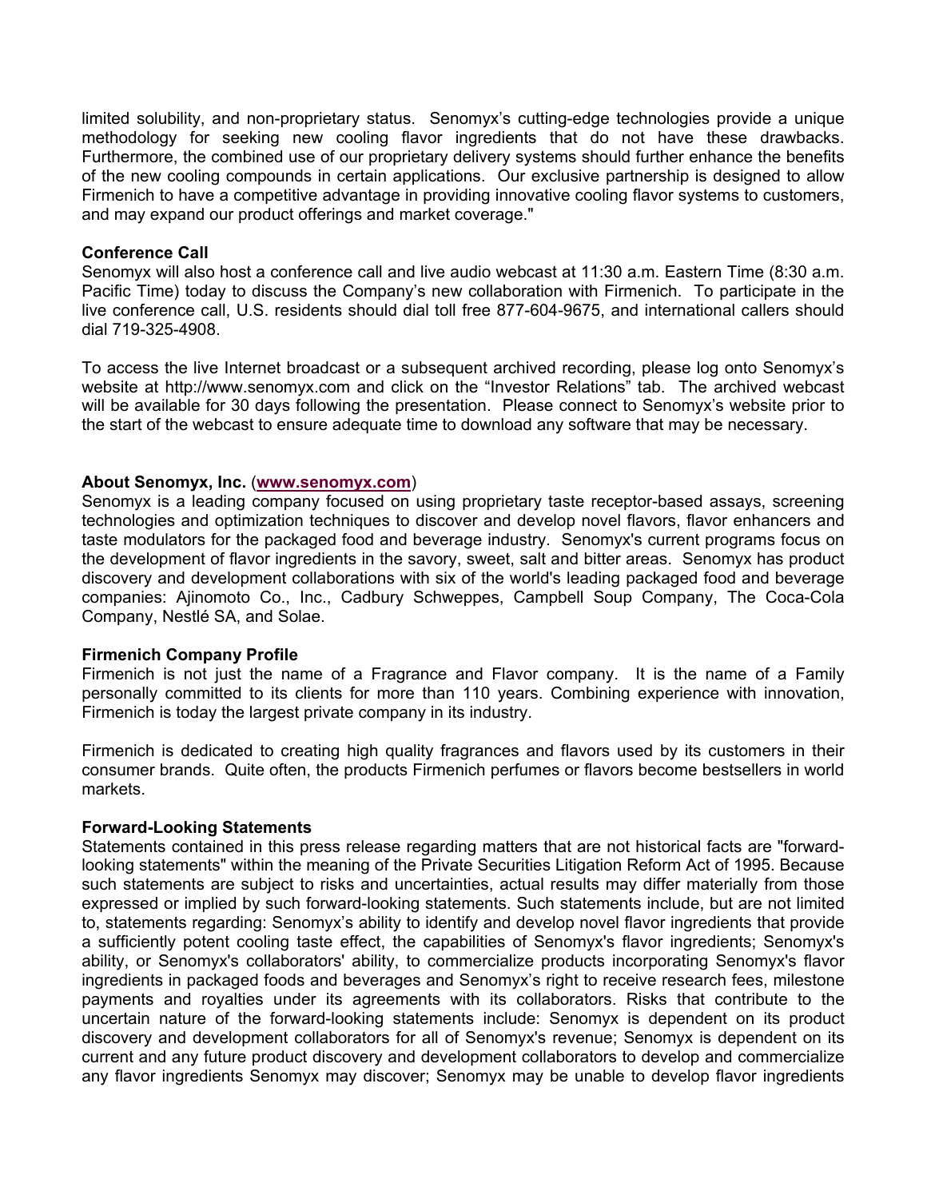limited solubility, and non-proprietary status. Senomyx's cutting-edge technologies provide a unique methodology for seeking new cooling flavor ingredients that do not have these drawbacks. Furthermore, the combined use of our proprietary delivery systems should further enhance the benefits of the new cooling compounds in certain applications. Our exclusive partnership is designed to allow Firmenich to have a competitive advantage in providing innovative cooling flavor systems to customers, and may expand our product offerings and market coverage."

**Conference Call**

Senomyx will also host a conference call and live audio webcast at 11:30 a.m. Eastern Time (8:30 a.m. Pacific Time) today to discuss the Company's new collaboration with Firmenich. To participate in the live conference call, U.S. residents should dial toll free 877-604-9675, and international callers should dial 719-325-4908.

To access the live Internet broadcast or a subsequent archived recording, please log onto Senomyx's website at http://www.senomyx.com and click on the "Investor Relations" tab. The archived webcast will be available for 30 days following the presentation. Please connect to Senomyx's website prior to the start of the webcast to ensure adequate time to download any software that may be necessary.

**About Senomyx, Inc.** (www.senomyx.com)

Senomyx is a leading company focused on using proprietary taste receptor-based assays, screening technologies and optimization techniques to discover and develop novel flavors, flavor enhancers and taste modulators for the packaged food and beverage industry. Senomyx's current programs focus on the development of flavor ingredients in the savory, sweet, salt and bitter areas. Senomyx has product discovery and development collaborations with six of the world's leading packaged food and beverage companies: Ajinomoto Co., Inc., Cadbury Schweppes, Campbell Soup Company, The Coca-Cola Company, Nestlé SA, and Solae.

**Firmenich Company Profile**

Firmenich is not just the name of a Fragrance and Flavor company. It is the name of a Family personally committed to its clients for more than 110 years. Combining experience with innovation, Firmenich is today the largest private company in its industry.

Firmenich is dedicated to creating high quality fragrances and flavors used by its customers in their consumer brands. Quite often, the products Firmenich perfumes or flavors become bestsellers in world markets.

**Forward-Looking Statements**

Statements contained in this press release regarding matters that are not historical facts are "forward-looking statements" within the meaning of the Private Securities Litigation Reform Act of 1995. Because such statements are subject to risks and uncertainties, actual results may differ materially from those expressed or implied by such forward-looking statements. Such statements include, but are not limited to, statements regarding: Senomyx's ability to identify and develop novel flavor ingredients that provide a sufficiently potent cooling taste effect, the capabilities of Senomyx's flavor ingredients; Senomyx's ability, or Senomyx's collaborators' ability, to commercialize products incorporating Senomyx's flavor ingredients in packaged foods and beverages and Senomyx's right to receive research fees, milestone payments and royalties under its agreements with its collaborators. Risks that contribute to the uncertain nature of the forward-looking statements include: Senomyx is dependent on its product discovery and development collaborators for all of Senomyx's revenue; Senomyx is dependent on its current and any future product discovery and development collaborators to develop and commercialize any flavor ingredients Senomyx may discover; Senomyx may be unable to develop flavor ingredients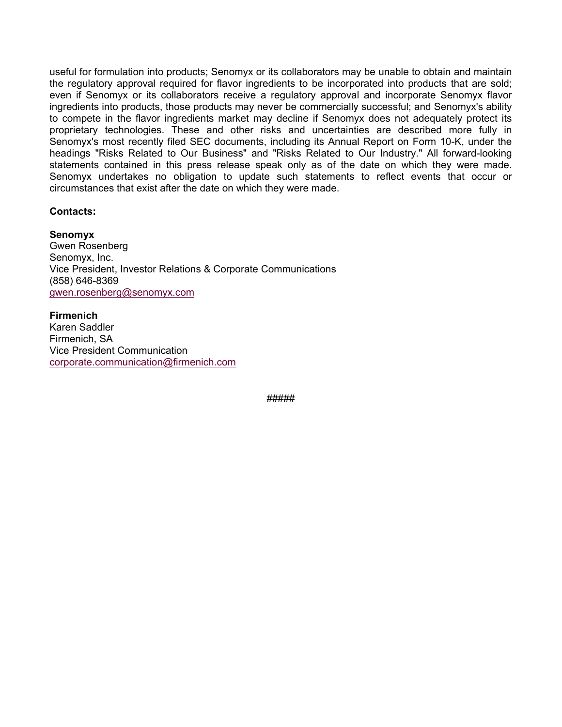useful for formulation into products; Senomyx or its collaborators may be unable to obtain and maintain the regulatory approval required for flavor ingredients to be incorporated into products that are sold; even if Senomyx or its collaborators receive a regulatory approval and incorporate Senomyx flavor ingredients into products, those products may never be commercially successful; and Senomyx's ability to compete in the flavor ingredients market may decline if Senomyx does not adequately protect its proprietary technologies. These and other risks and uncertainties are described more fully in Senomyx's most recently filed SEC documents, including its Annual Report on Form 10-K, under the headings "Risks Related to Our Business" and "Risks Related to Our Industry." All forward-looking statements contained in this press release speak only as of the date on which they were made. Senomyx undertakes no obligation to update such statements to reflect events that occur or circumstances that exist after the date on which they were made.

**Contacts:**

**Senomyx**
Gwen Rosenberg
Senomyx, Inc.
Vice President, Investor Relations & Corporate Communications
(858) 646-8369
gwen.rosenberg@senomyx.com

**Firmenich**
Karen Saddler
Firmenich, SA
Vice President Communication
corporate.communication@firmenich.com

#####